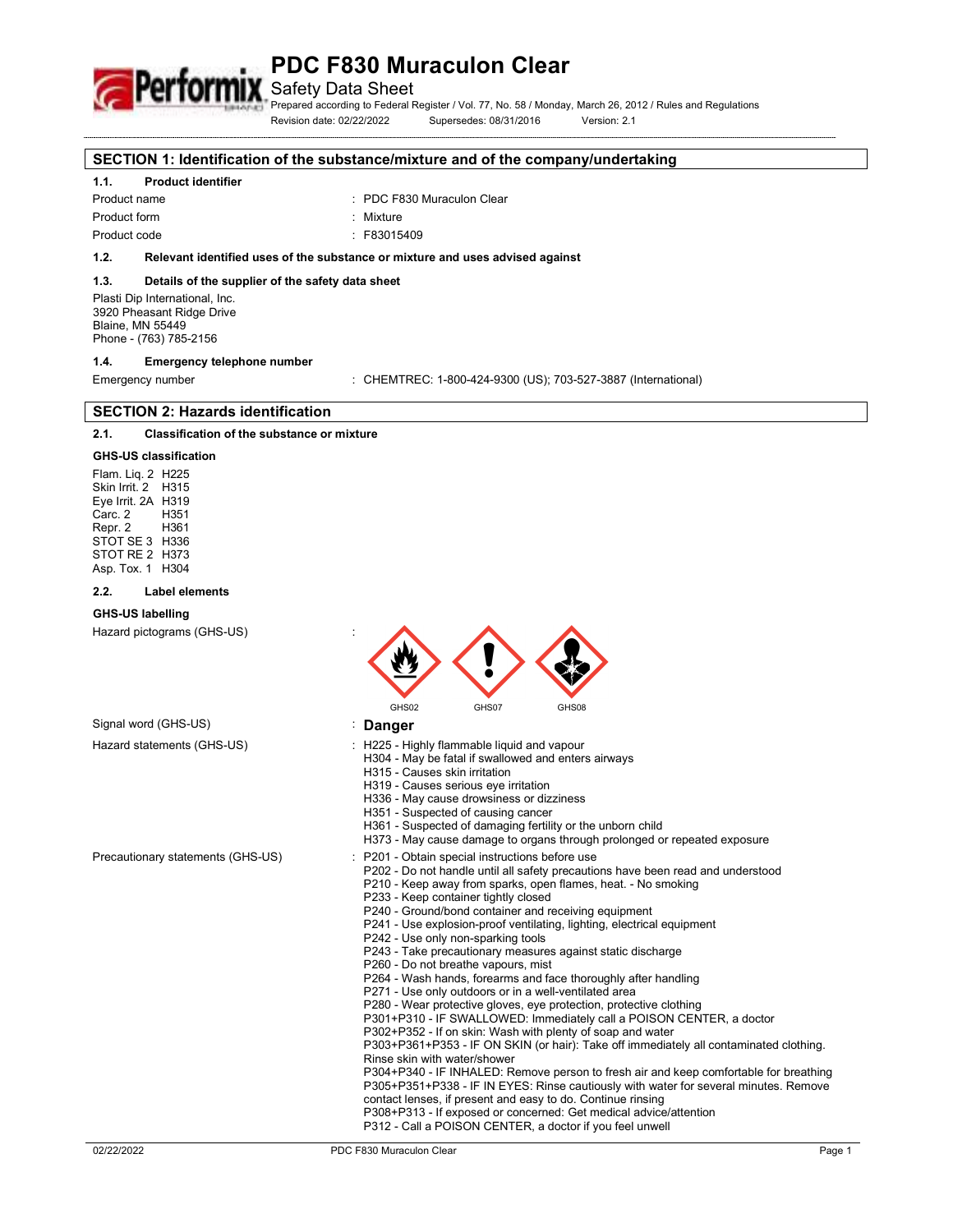# PDC F830 Muraculon Clear

## Safety Data Sheet

Prepared according to Federal Register / Vol. 77, No. 58 / Monday, March 26, 2012 / Rules and Regulations

Revision date: 02/22/2022 Supersedes: 08/31/2016 Version: 2.1

## SECTION 1: Identification of the substance/mixture and of the company/undertaking

### 1.1. Product identifier

| | |
|---|---|
| Product name | : PDC F830 Muraculon Clear |
| Product form | : Mixture |
| Product code | : F83015409 |

### 1.2. Relevant identified uses of the substance or mixture and uses advised against

### 1.3. Details of the supplier of the safety data sheet

Plasti Dip International, Inc.
3920 Pheasant Ridge Drive
Blaine, MN 55449
Phone - (763) 785-2156

### 1.4. Emergency telephone number

| | |
|---|---|
| Emergency number | : CHEMTREC: 1-800-424-9300 (US); 703-527-3887 (International) |

## SECTION 2: Hazards identification

### 2.1. Classification of the substance or mixture

**GHS-US classification**

Flam. Liq. 2 H225
Skin Irrit. 2 H315
Eye Irrit. 2A H319
Carc. 2 H351
Repr. 2 H361
STOT SE 3 H336
STOT RE 2 H373
Asp. Tox. 1 H304

### 2.2. Label elements

**GHS-US labelling**

Hazard pictograms (GHS-US) :

GHS02 GHS07 GHS08

Signal word (GHS-US) : **Danger**

Hazard statements (GHS-US) :
H225 - Highly flammable liquid and vapour
H304 - May be fatal if swallowed and enters airways
H315 - Causes skin irritation
H319 - Causes serious eye irritation
H336 - May cause drowsiness or dizziness
H351 - Suspected of causing cancer
H361 - Suspected of damaging fertility or the unborn child
H373 - May cause damage to organs through prolonged or repeated exposure

Precautionary statements (GHS-US) :
P201 - Obtain special instructions before use
P202 - Do not handle until all safety precautions have been read and understood
P210 - Keep away from sparks, open flames, heat. - No smoking
P233 - Keep container tightly closed
P240 - Ground/bond container and receiving equipment
P241 - Use explosion-proof ventilating, lighting, electrical equipment
P242 - Use only non-sparking tools
P243 - Take precautionary measures against static discharge
P260 - Do not breathe vapours, mist
P264 - Wash hands, forearms and face thoroughly after handling
P271 - Use only outdoors or in a well-ventilated area
P280 - Wear protective gloves, eye protection, protective clothing
P301+P310 - IF SWALLOWED: Immediately call a POISON CENTER, a doctor
P302+P352 - If on skin: Wash with plenty of soap and water
P303+P361+P353 - IF ON SKIN (or hair): Take off immediately all contaminated clothing. Rinse skin with water/shower
P304+P340 - IF INHALED: Remove person to fresh air and keep comfortable for breathing
P305+P351+P338 - IF IN EYES: Rinse cautiously with water for several minutes. Remove contact lenses, if present and easy to do. Continue rinsing
P308+P313 - If exposed or concerned: Get medical advice/attention
P312 - Call a POISON CENTER, a doctor if you feel unwell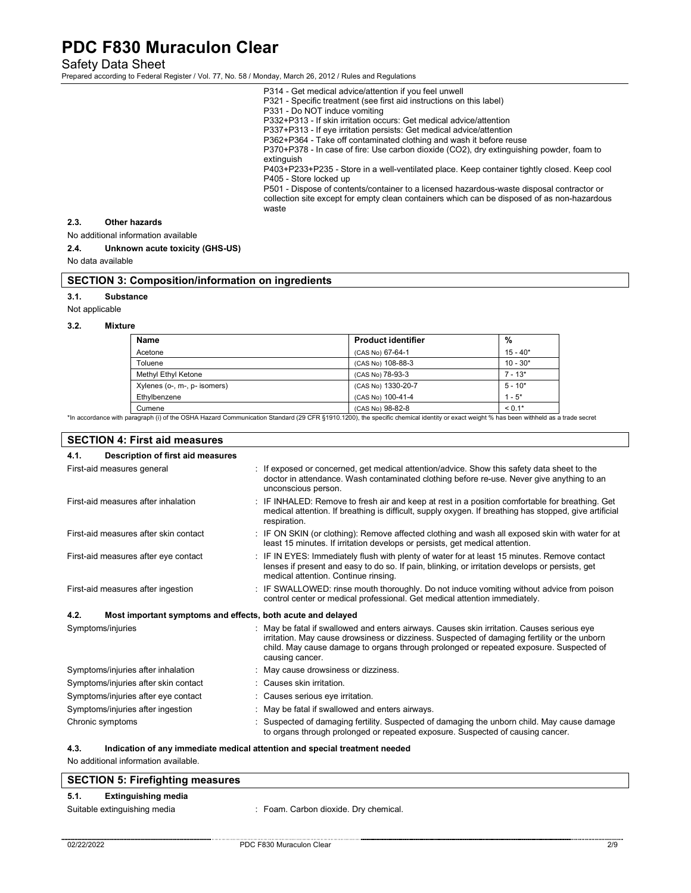P314 - Get medical advice/attention if you feel unwell
P321 - Specific treatment (see first aid instructions on this label)
P331 - Do NOT induce vomiting
P332+P313 - If skin irritation occurs: Get medical advice/attention
P337+P313 - If eye irritation persists: Get medical advice/attention
P362+P364 - Take off contaminated clothing and wash it before reuse
P370+P378 - In case of fire: Use carbon dioxide (CO2), dry extinguishing powder, foam to extinguish
P403+P233+P235 - Store in a well-ventilated place. Keep container tightly closed. Keep cool
P405 - Store locked up
P501 - Dispose of contents/container to a licensed hazardous-waste disposal contractor or collection site except for empty clean containers which can be disposed of as non-hazardous waste

### 2.3. Other hazards

No additional information available

### 2.4. Unknown acute toxicity (GHS-US)

No data available

## SECTION 3: Composition/information on ingredients

### 3.1. Substance

Not applicable

### 3.2. Mixture

| Name | Product identifier | % |
|---|---|---|
| Acetone | (CAS No) 67-64-1 | 15 - 40* |
| Toluene | (CAS No) 108-88-3 | 10 - 30* |
| Methyl Ethyl Ketone | (CAS No) 78-93-3 | 7 - 13* |
| Xylenes (o-, m-, p- isomers) | (CAS No) 1330-20-7 | 5 - 10* |
| Ethylbenzene | (CAS No) 100-41-4 | 1 - 5* |
| Cumene | (CAS No) 98-82-8 | < 0.1* |

*In accordance with paragraph (i) of the OSHA Hazard Communication Standard (29 CFR §1910.1200), the specific chemical identity or exact weight % has been withheld as a trade secret

## SECTION 4: First aid measures

### 4.1. Description of first aid measures

First-aid measures general : If exposed or concerned, get medical attention/advice. Show this safety data sheet to the doctor in attendance. Wash contaminated clothing before re-use. Never give anything to an unconscious person.

First-aid measures after inhalation : IF INHALED: Remove to fresh air and keep at rest in a position comfortable for breathing. Get medical attention. If breathing is difficult, supply oxygen. If breathing has stopped, give artificial respiration.

First-aid measures after skin contact : IF ON SKIN (or clothing): Remove affected clothing and wash all exposed skin with water for at least 15 minutes. If irritation develops or persists, get medical attention.

First-aid measures after eye contact : IF IN EYES: Immediately flush with plenty of water for at least 15 minutes. Remove contact lenses if present and easy to do so. If pain, blinking, or irritation develops or persists, get medical attention. Continue rinsing.

First-aid measures after ingestion : IF SWALLOWED: rinse mouth thoroughly. Do not induce vomiting without advice from poison control center or medical professional. Get medical attention immediately.

### 4.2. Most important symptoms and effects, both acute and delayed

Symptoms/injuries : May be fatal if swallowed and enters airways. Causes skin irritation. Causes serious eye irritation. May cause drowsiness or dizziness. Suspected of damaging fertility or the unborn child. May cause damage to organs through prolonged or repeated exposure. Suspected of causing cancer.

Symptoms/injuries after inhalation : May cause drowsiness or dizziness.

Symptoms/injuries after skin contact : Causes skin irritation.

Symptoms/injuries after eye contact : Causes serious eye irritation.

Symptoms/injuries after ingestion : May be fatal if swallowed and enters airways.

Chronic symptoms : Suspected of damaging fertility. Suspected of damaging the unborn child. May cause damage to organs through prolonged or repeated exposure. Suspected of causing cancer.

### 4.3. Indication of any immediate medical attention and special treatment needed

No additional information available.

## SECTION 5: Firefighting measures

### 5.1. Extinguishing media

Suitable extinguishing media : Foam. Carbon dioxide. Dry chemical.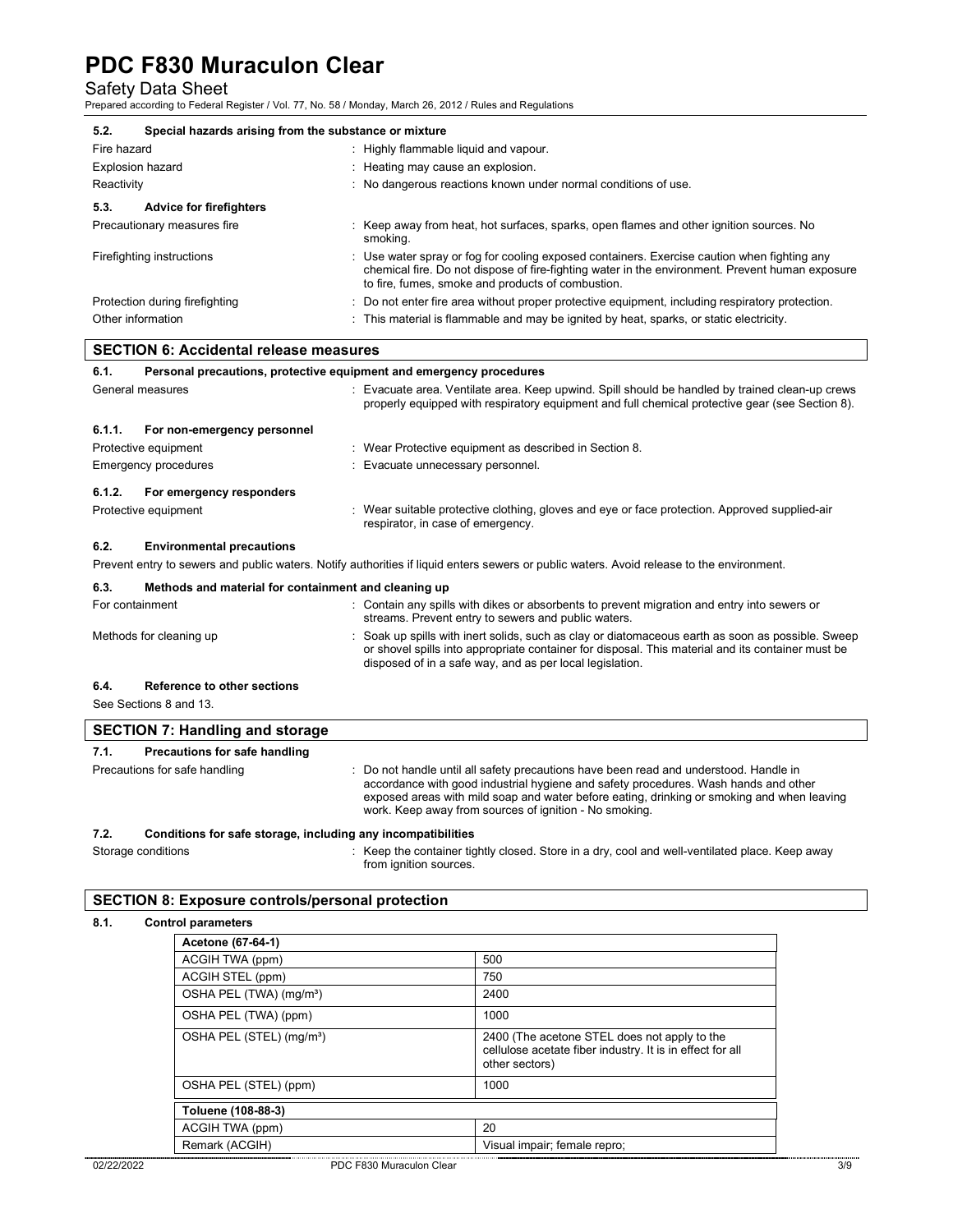### 5.2. Special hazards arising from the substance or mixture

Fire hazard : Highly flammable liquid and vapour.

Explosion hazard : Heating may cause an explosion.

Reactivity : No dangerous reactions known under normal conditions of use.

### 5.3. Advice for firefighters

Precautionary measures fire : Keep away from heat, hot surfaces, sparks, open flames and other ignition sources. No smoking.

Firefighting instructions : Use water spray or fog for cooling exposed containers. Exercise caution when fighting any chemical fire. Do not dispose of fire-fighting water in the environment. Prevent human exposure to fire, fumes, smoke and products of combustion.

Protection during firefighting : Do not enter fire area without proper protective equipment, including respiratory protection.

Other information : This material is flammable and may be ignited by heat, sparks, or static electricity.

## SECTION 6: Accidental release measures

### 6.1. Personal precautions, protective equipment and emergency procedures

General measures : Evacuate area. Ventilate area. Keep upwind. Spill should be handled by trained clean-up crews properly equipped with respiratory equipment and full chemical protective gear (see Section 8).

#### 6.1.1. For non-emergency personnel

Protective equipment : Wear Protective equipment as described in Section 8.

Emergency procedures : Evacuate unnecessary personnel.

#### 6.1.2. For emergency responders

Protective equipment : Wear suitable protective clothing, gloves and eye or face protection. Approved supplied-air respirator, in case of emergency.

### 6.2. Environmental precautions

Prevent entry to sewers and public waters. Notify authorities if liquid enters sewers or public waters. Avoid release to the environment.

### 6.3. Methods and material for containment and cleaning up

For containment : Contain any spills with dikes or absorbents to prevent migration and entry into sewers or streams. Prevent entry to sewers and public waters.

Methods for cleaning up : Soak up spills with inert solids, such as clay or diatomaceous earth as soon as possible. Sweep or shovel spills into appropriate container for disposal. This material and its container must be disposed of in a safe way, and as per local legislation.

### 6.4. Reference to other sections

See Sections 8 and 13.

## SECTION 7: Handling and storage

### 7.1. Precautions for safe handling

Precautions for safe handling : Do not handle until all safety precautions have been read and understood. Handle in accordance with good industrial hygiene and safety procedures. Wash hands and other exposed areas with mild soap and water before eating, drinking or smoking and when leaving work. Keep away from sources of ignition - No smoking.

### 7.2. Conditions for safe storage, including any incompatibilities

Storage conditions : Keep the container tightly closed. Store in a dry, cool and well-ventilated place. Keep away from ignition sources.

## SECTION 8: Exposure controls/personal protection

### 8.1. Control parameters

| Acetone (67-64-1) | |
|---|---|
| ACGIH TWA (ppm) | 500 |
| ACGIH STEL (ppm) | 750 |
| OSHA PEL (TWA) (mg/m³) | 2400 |
| OSHA PEL (TWA) (ppm) | 1000 |
| OSHA PEL (STEL) (mg/m³) | 2400 (The acetone STEL does not apply to the cellulose acetate fiber industry. It is in effect for all other sectors) |
| OSHA PEL (STEL) (ppm) | 1000 |

| Toluene (108-88-3) | |
|---|---|
| ACGIH TWA (ppm) | 20 |
| Remark (ACGIH) | Visual impair; female repro; |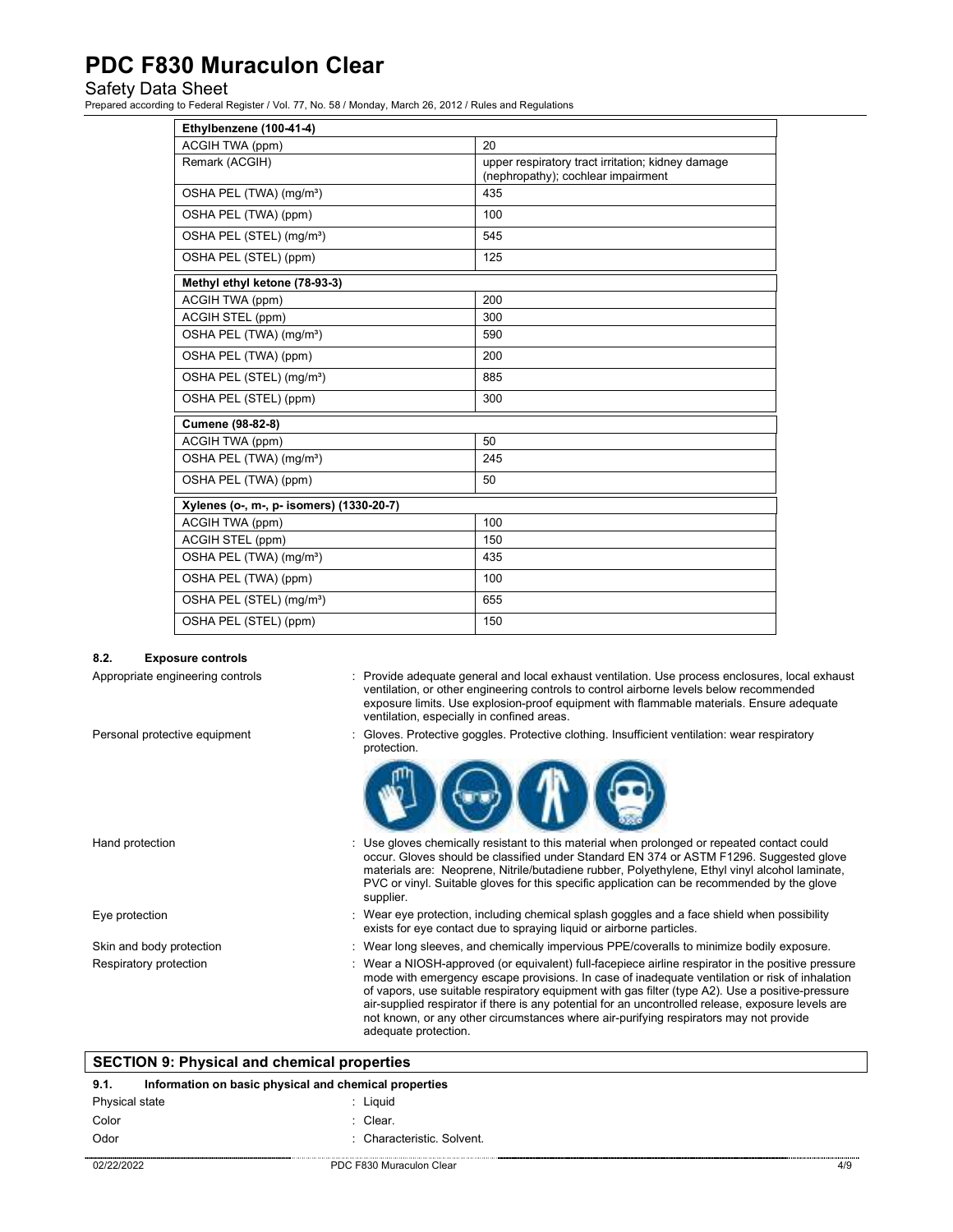| Ethylbenzene (100-41-4) | |
|---|---|
| ACGIH TWA (ppm) | 20 |
| Remark (ACGIH) | upper respiratory tract irritation; kidney damage (nephropathy); cochlear impairment |
| OSHA PEL (TWA) (mg/m³) | 435 |
| OSHA PEL (TWA) (ppm) | 100 |
| OSHA PEL (STEL) (mg/m³) | 545 |
| OSHA PEL (STEL) (ppm) | 125 |
| **Methyl ethyl ketone (78-93-3)** | |
| ACGIH TWA (ppm) | 200 |
| ACGIH STEL (ppm) | 300 |
| OSHA PEL (TWA) (mg/m³) | 590 |
| OSHA PEL (TWA) (ppm) | 200 |
| OSHA PEL (STEL) (mg/m³) | 885 |
| OSHA PEL (STEL) (ppm) | 300 |
| **Cumene (98-82-8)** | |
| ACGIH TWA (ppm) | 50 |
| OSHA PEL (TWA) (mg/m³) | 245 |
| OSHA PEL (TWA) (ppm) | 50 |
| **Xylenes (o-, m-, p- isomers) (1330-20-7)** | |
| ACGIH TWA (ppm) | 100 |
| ACGIH STEL (ppm) | 150 |
| OSHA PEL (TWA) (mg/m³) | 435 |
| OSHA PEL (TWA) (ppm) | 100 |
| OSHA PEL (STEL) (mg/m³) | 655 |
| OSHA PEL (STEL) (ppm) | 150 |

### 8.2. Exposure controls

Appropriate engineering controls : Provide adequate general and local exhaust ventilation. Use process enclosures, local exhaust ventilation, or other engineering controls to control airborne levels below recommended exposure limits. Use explosion-proof equipment with flammable materials. Ensure adequate ventilation, especially in confined areas.

Personal protective equipment : Gloves. Protective goggles. Protective clothing. Insufficient ventilation: wear respiratory protection.

Hand protection : Use gloves chemically resistant to this material when prolonged or repeated contact could occur. Gloves should be classified under Standard EN 374 or ASTM F1296. Suggested glove materials are: Neoprene, Nitrile/butadiene rubber, Polyethylene, Ethyl vinyl alcohol laminate, PVC or vinyl. Suitable gloves for this specific application can be recommended by the glove supplier.

Eye protection : Wear eye protection, including chemical splash goggles and a face shield when possibility exists for eye contact due to spraying liquid or airborne particles.

Skin and body protection : Wear long sleeves, and chemically impervious PPE/coveralls to minimize bodily exposure.

Respiratory protection : Wear a NIOSH-approved (or equivalent) full-facepiece airline respirator in the positive pressure mode with emergency escape provisions. In case of inadequate ventilation or risk of inhalation of vapors, use suitable respiratory equipment with gas filter (type A2). Use a positive-pressure air-supplied respirator if there is any potential for an uncontrolled release, exposure levels are not known, or any other circumstances where air-purifying respirators may not provide adequate protection.

## SECTION 9: Physical and chemical properties

### 9.1. Information on basic physical and chemical properties

Physical state : Liquid

Color : Clear.

Odor : Characteristic. Solvent.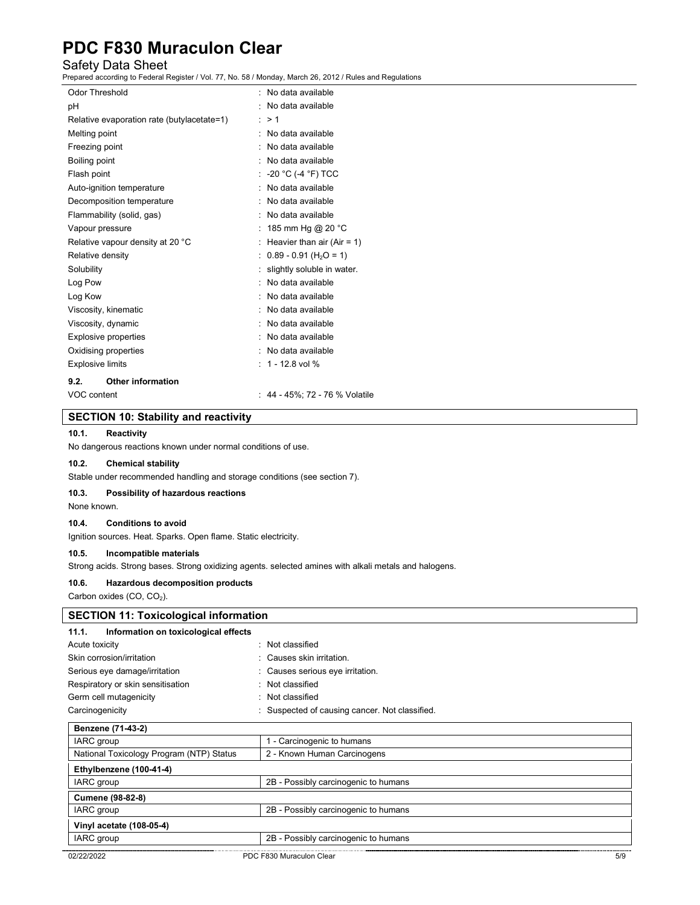| | |
|---|---|
| Odor Threshold | : No data available |
| pH | : No data available |
| Relative evaporation rate (butylacetate=1) | : > 1 |
| Melting point | : No data available |
| Freezing point | : No data available |
| Boiling point | : No data available |
| Flash point | : -20 °C (-4 °F) TCC |
| Auto-ignition temperature | : No data available |
| Decomposition temperature | : No data available |
| Flammability (solid, gas) | : No data available |
| Vapour pressure | : 185 mm Hg @ 20 °C |
| Relative vapour density at 20 °C | : Heavier than air (Air = 1) |
| Relative density | : 0.89 - 0.91 ($H_2O$ = 1) |
| Solubility | : slightly soluble in water. |
| Log Pow | : No data available |
| Log Kow | : No data available |
| Viscosity, kinematic | : No data available |
| Viscosity, dynamic | : No data available |
| Explosive properties | : No data available |
| Oxidising properties | : No data available |
| Explosive limits | : 1 - 12.8 vol % |

### 9.2. Other information

VOC content : 44 - 45%; 72 - 76 % Volatile

## SECTION 10: Stability and reactivity

### 10.1. Reactivity

No dangerous reactions known under normal conditions of use.

### 10.2. Chemical stability

Stable under recommended handling and storage conditions (see section 7).

### 10.3. Possibility of hazardous reactions

None known.

### 10.4. Conditions to avoid

Ignition sources. Heat. Sparks. Open flame. Static electricity.

### 10.5. Incompatible materials

Strong acids. Strong bases. Strong oxidizing agents. selected amines with alkali metals and halogens.

### 10.6. Hazardous decomposition products

Carbon oxides (CO, $CO_2$).

## SECTION 11: Toxicological information

### 11.1. Information on toxicological effects

| | |
|---|---|
| Acute toxicity | : Not classified |
| Skin corrosion/irritation | : Causes skin irritation. |
| Serious eye damage/irritation | : Causes serious eye irritation. |
| Respiratory or skin sensitisation | : Not classified |
| Germ cell mutagenicity | : Not classified |
| Carcinogenicity | : Suspected of causing cancer. Not classified. |

| **Benzene (71-43-2)** | |
|---|---|
| IARC group | 1 - Carcinogenic to humans |
| National Toxicology Program (NTP) Status | 2 - Known Human Carcinogens |
| **Ethylbenzene (100-41-4)** | |
| IARC group | 2B - Possibly carcinogenic to humans |
| **Cumene (98-82-8)** | |
| IARC group | 2B - Possibly carcinogenic to humans |
| **Vinyl acetate (108-05-4)** | |
| IARC group | 2B - Possibly carcinogenic to humans |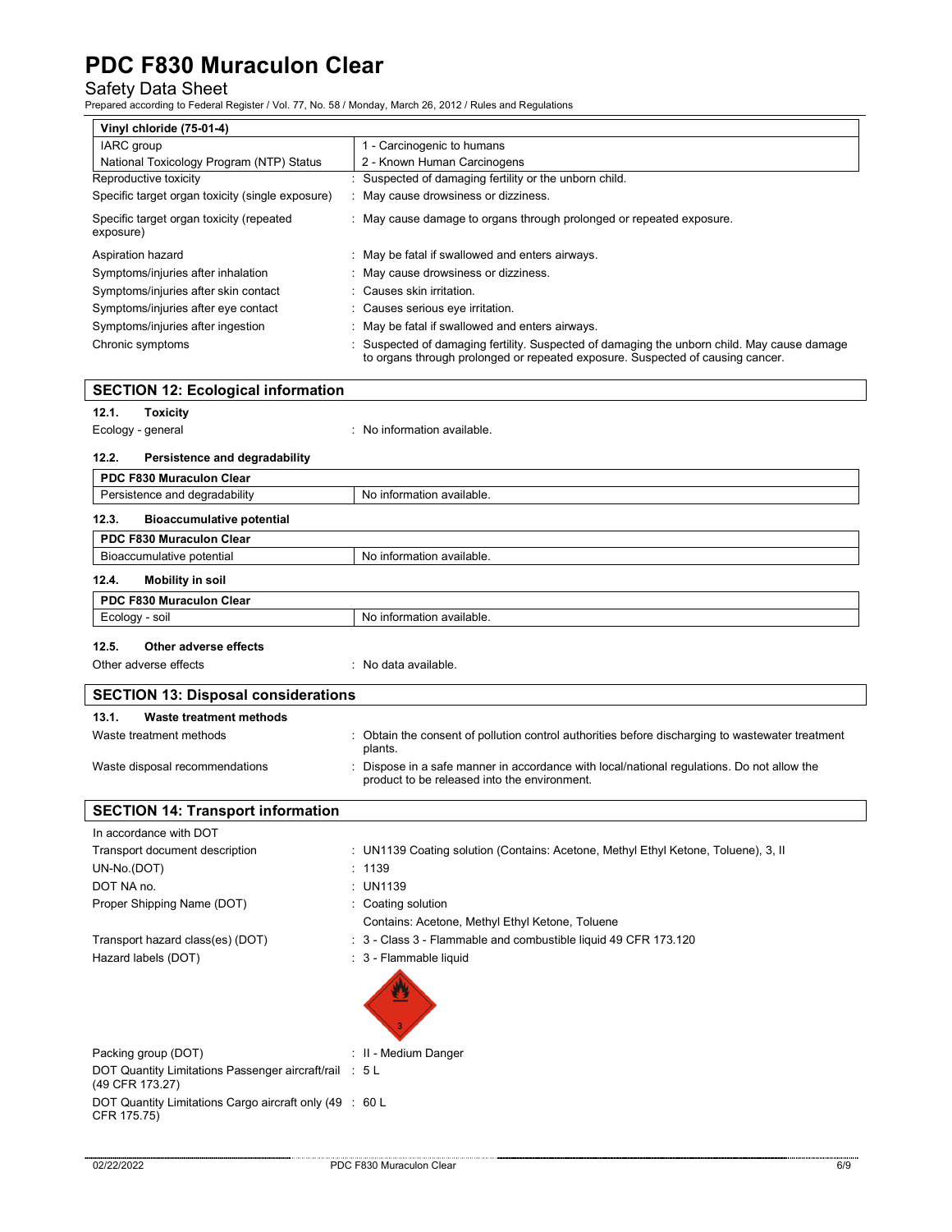| Vinyl chloride (75-01-4) | |
|---|---|
| IARC group | 1 - Carcinogenic to humans |
| National Toxicology Program (NTP) Status | 2 - Known Human Carcinogens |

Reproductive toxicity : Suspected of damaging fertility or the unborn child.

Specific target organ toxicity (single exposure) : May cause drowsiness or dizziness.

Specific target organ toxicity (repeated exposure) : May cause damage to organs through prolonged or repeated exposure.

Aspiration hazard : May be fatal if swallowed and enters airways.

Symptoms/injuries after inhalation : May cause drowsiness or dizziness.

Symptoms/injuries after skin contact : Causes skin irritation.

Symptoms/injuries after eye contact : Causes serious eye irritation.

Symptoms/injuries after ingestion : May be fatal if swallowed and enters airways.

Chronic symptoms : Suspected of damaging fertility. Suspected of damaging the unborn child. May cause damage to organs through prolonged or repeated exposure. Suspected of causing cancer.

## SECTION 12: Ecological information

### 12.1. Toxicity

Ecology - general : No information available.

### 12.2. Persistence and degradability

| PDC F830 Muraculon Clear | |
|---|---|
| Persistence and degradability | No information available. |

### 12.3. Bioaccumulative potential

| PDC F830 Muraculon Clear | |
|---|---|
| Bioaccumulative potential | No information available. |

### 12.4. Mobility in soil

| PDC F830 Muraculon Clear | |
|---|---|
| Ecology - soil | No information available. |

### 12.5. Other adverse effects

Other adverse effects : No data available.

## SECTION 13: Disposal considerations

### 13.1. Waste treatment methods

Waste treatment methods : Obtain the consent of pollution control authorities before discharging to wastewater treatment plants.

Waste disposal recommendations : Dispose in a safe manner in accordance with local/national regulations. Do not allow the product to be released into the environment.

## SECTION 14: Transport information

In accordance with DOT

Transport document description : UN1139 Coating solution (Contains: Acetone, Methyl Ethyl Ketone, Toluene), 3, II

UN-No.(DOT) : 1139

DOT NA no. : UN1139

Proper Shipping Name (DOT) : Coating solution

Contains: Acetone, Methyl Ethyl Ketone, Toluene

Transport hazard class(es) (DOT) : 3 - Class 3 - Flammable and combustible liquid 49 CFR 173.120

Hazard labels (DOT) : 3 - Flammable liquid

Packing group (DOT) : II - Medium Danger

DOT Quantity Limitations Passenger aircraft/rail (49 CFR 173.27) : 5 L

DOT Quantity Limitations Cargo aircraft only (49 CFR 175.75) : 60 L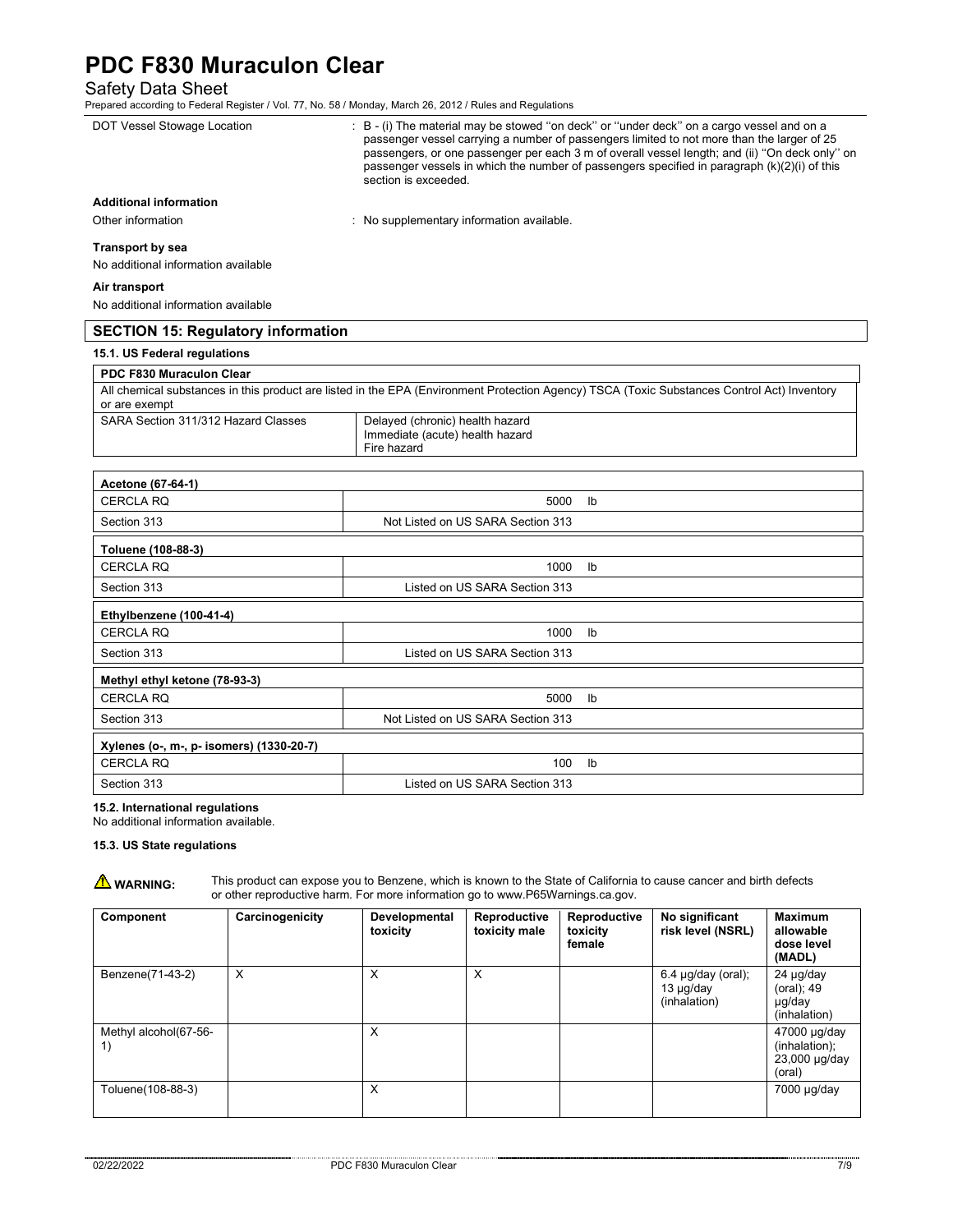| DOT Vessel Stowage Location | : B - (i) The material may be stowed ''on deck'' or ''under deck'' on a cargo vessel and on a passenger vessel carrying a number of passengers limited to not more than the larger of 25 passengers, or one passenger per each 3 m of overall vessel length; and (ii) ''On deck only'' on passenger vessels in which the number of passengers specified in paragraph (k)(2)(i) of this section is exceeded. |
|---|---|

**Additional information**

Other information : No supplementary information available.

**Transport by sea**

No additional information available

**Air transport**

No additional information available

## SECTION 15: Regulatory information

### 15.1. US Federal regulations

| PDC F830 Muraculon Clear | |
|---|---|
| All chemical substances in this product are listed in the EPA (Environment Protection Agency) TSCA (Toxic Substances Control Act) Inventory or are exempt | |
| SARA Section 311/312 Hazard Classes | Delayed (chronic) health hazard<br>Immediate (acute) health hazard<br>Fire hazard |

| Acetone (67-64-1) | |
|---|---|
| CERCLA RQ | 5000 lb |
| Section 313 | Not Listed on US SARA Section 313 |

| Toluene (108-88-3) | |
|---|---|
| CERCLA RQ | 1000 lb |
| Section 313 | Listed on US SARA Section 313 |

| Ethylbenzene (100-41-4) | |
|---|---|
| CERCLA RQ | 1000 lb |
| Section 313 | Listed on US SARA Section 313 |

| Methyl ethyl ketone (78-93-3) | |
|---|---|
| CERCLA RQ | 5000 lb |
| Section 313 | Not Listed on US SARA Section 313 |

| Xylenes (o-, m-, p- isomers) (1330-20-7) | |
|---|---|
| CERCLA RQ | 100 lb |
| Section 313 | Listed on US SARA Section 313 |

### 15.2. International regulations

No additional information available.

### 15.3. US State regulations

**WARNING:** This product can expose you to Benzene, which is known to the State of California to cause cancer and birth defects or other reproductive harm. For more information go to www.P65Warnings.ca.gov.

| Component | Carcinogenicity | Developmental toxicity | Reproductive toxicity male | Reproductive toxicity female | No significant risk level (NSRL) | Maximum allowable dose level (MADL) |
|---|---|---|---|---|---|---|
| Benzene(71-43-2) | X | X | X | | 6.4 µg/day (oral); 13 µg/day (inhalation) | 24 µg/day (oral); 49 µg/day (inhalation) |
| Methyl alcohol(67-56-1) | | X | | | | 47000 µg/day (inhalation); 23,000 µg/day (oral) |
| Toluene(108-88-3) | | X | | | | 7000 µg/day |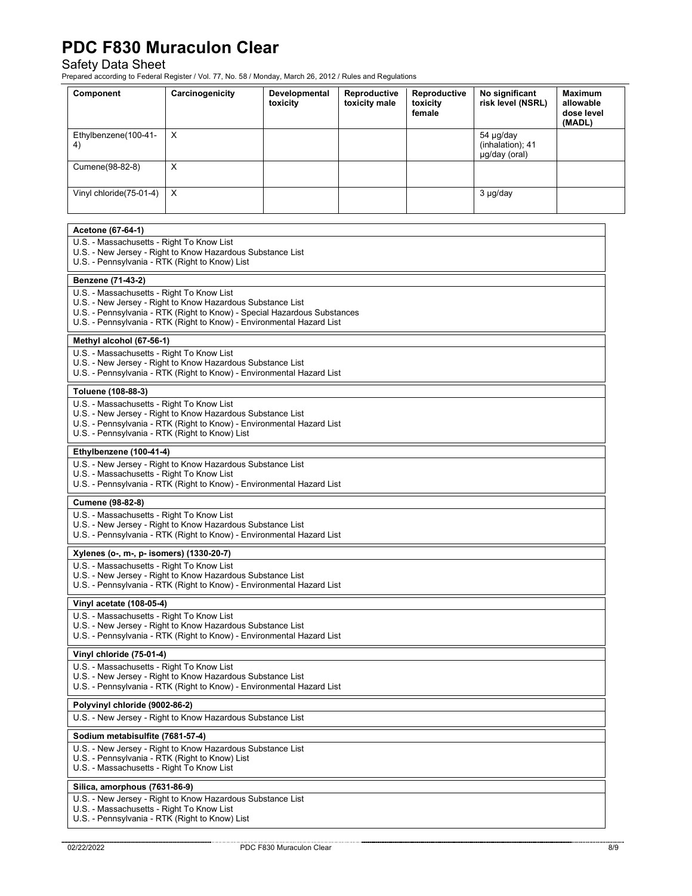| Component | Carcinogenicity | Developmental toxicity | Reproductive toxicity male | Reproductive toxicity female | No significant risk level (NSRL) | Maximum allowable dose level (MADL) |
|---|---|---|---|---|---|---|
| Ethylbenzene(100-41-4) | X | | | | 54 µg/day (inhalation); 41 µg/day (oral) | |
| Cumene(98-82-8) | X | | | | | |
| Vinyl chloride(75-01-4) | X | | | | 3 µg/day | |

**Acetone (67-64-1)**

U.S. - Massachusetts - Right To Know List
U.S. - New Jersey - Right to Know Hazardous Substance List
U.S. - Pennsylvania - RTK (Right to Know) List

**Benzene (71-43-2)**

U.S. - Massachusetts - Right To Know List
U.S. - New Jersey - Right to Know Hazardous Substance List
U.S. - Pennsylvania - RTK (Right to Know) - Special Hazardous Substances
U.S. - Pennsylvania - RTK (Right to Know) - Environmental Hazard List

**Methyl alcohol (67-56-1)**

U.S. - Massachusetts - Right To Know List
U.S. - New Jersey - Right to Know Hazardous Substance List
U.S. - Pennsylvania - RTK (Right to Know) - Environmental Hazard List

**Toluene (108-88-3)**

U.S. - Massachusetts - Right To Know List
U.S. - New Jersey - Right to Know Hazardous Substance List
U.S. - Pennsylvania - RTK (Right to Know) - Environmental Hazard List
U.S. - Pennsylvania - RTK (Right to Know) List

**Ethylbenzene (100-41-4)**

U.S. - New Jersey - Right to Know Hazardous Substance List
U.S. - Massachusetts - Right To Know List
U.S. - Pennsylvania - RTK (Right to Know) - Environmental Hazard List

**Cumene (98-82-8)**

U.S. - Massachusetts - Right To Know List
U.S. - New Jersey - Right to Know Hazardous Substance List
U.S. - Pennsylvania - RTK (Right to Know) - Environmental Hazard List

**Xylenes (o-, m-, p- isomers) (1330-20-7)**

U.S. - Massachusetts - Right To Know List
U.S. - New Jersey - Right to Know Hazardous Substance List
U.S. - Pennsylvania - RTK (Right to Know) - Environmental Hazard List

**Vinyl acetate (108-05-4)**

U.S. - Massachusetts - Right To Know List
U.S. - New Jersey - Right to Know Hazardous Substance List
U.S. - Pennsylvania - RTK (Right to Know) - Environmental Hazard List

**Vinyl chloride (75-01-4)**

U.S. - Massachusetts - Right To Know List
U.S. - New Jersey - Right to Know Hazardous Substance List
U.S. - Pennsylvania - RTK (Right to Know) - Environmental Hazard List

**Polyvinyl chloride (9002-86-2)**

U.S. - New Jersey - Right to Know Hazardous Substance List

**Sodium metabisulfite (7681-57-4)**

U.S. - New Jersey - Right to Know Hazardous Substance List
U.S. - Pennsylvania - RTK (Right to Know) List
U.S. - Massachusetts - Right To Know List

**Silica, amorphous (7631-86-9)**

U.S. - New Jersey - Right to Know Hazardous Substance List
U.S. - Massachusetts - Right To Know List
U.S. - Pennsylvania - RTK (Right to Know) List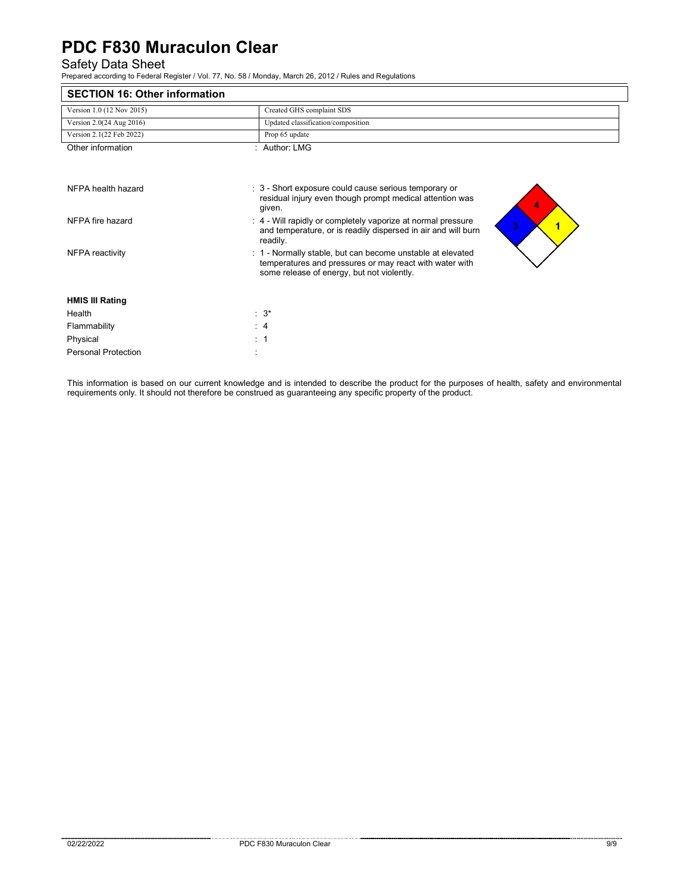# PDC F830 Muraculon Clear

Safety Data Sheet

Prepared according to Federal Register / Vol. 77, No. 58 / Monday, March 26, 2012 / Rules and Regulations

## SECTION 16: Other information

| | |
|---|---|
| Version 1.0 (12 Nov 2015) | Created GHS complaint SDS |
| Version 2.0(24 Aug 2016) | Updated classification/composition |
| Version 2.1(22 Feb 2022) | Prop 65 update |

Other information : Author: LMG

NFPA health hazard : 3 - Short exposure could cause serious temporary or residual injury even though prompt medical attention was given.

NFPA fire hazard : 4 - Will rapidly or completely vaporize at normal pressure and temperature, or is readily dispersed in air and will burn readily.

NFPA reactivity : 1 - Normally stable, but can become unstable at elevated temperatures and pressures or may react with water with some release of energy, but not violently.

4

3 1

**HMIS III Rating**

Health : 3*

Flammability : 4

Physical : 1

Personal Protection :

This information is based on our current knowledge and is intended to describe the product for the purposes of health, safety and environmental requirements only. It should not therefore be construed as guaranteeing any specific property of the product.